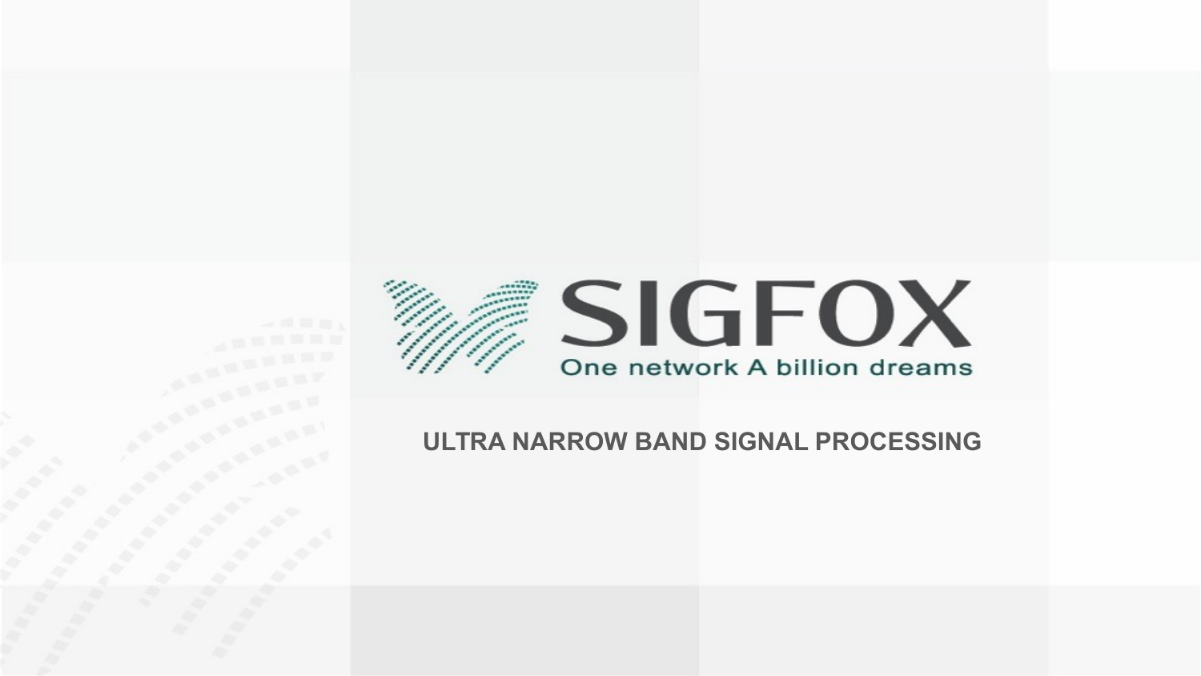# SIGFOX

One network A billion dreams

## ULTRA NARROW BAND SIGNAL PROCESSING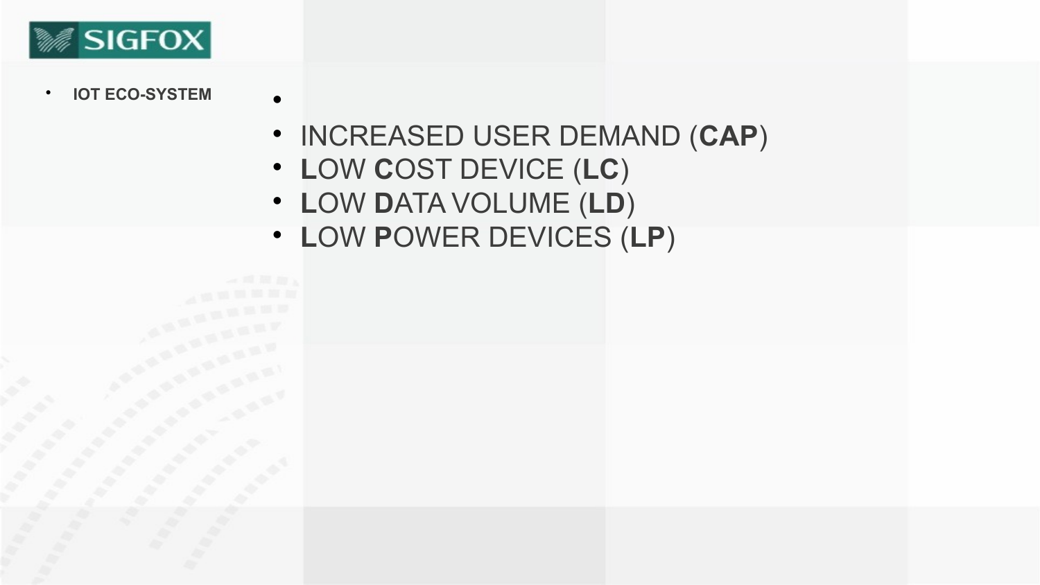- IOT ECO-SYSTEM

- INCREASED USER DEMAND (**CAP**)
- **L**OW **C**OST DEVICE (**LC**)
- **L**OW **D**ATA VOLUME (**LD**)
- **L**OW **P**OWER DEVICES (**LP**)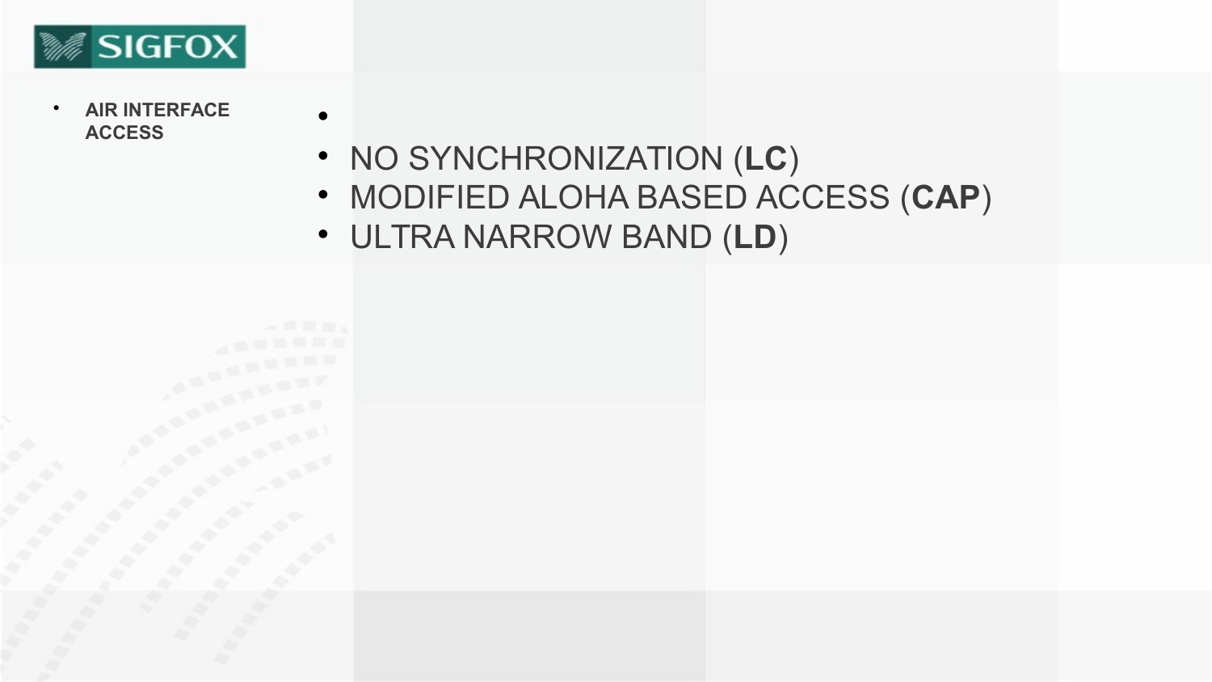SIGFOX

- **AIR INTERFACE ACCESS**

- 
- NO SYNCHRONIZATION (**LC**)
- MODIFIED ALOHA BASED ACCESS (**CAP**)
- ULTRA NARROW BAND (**LD**)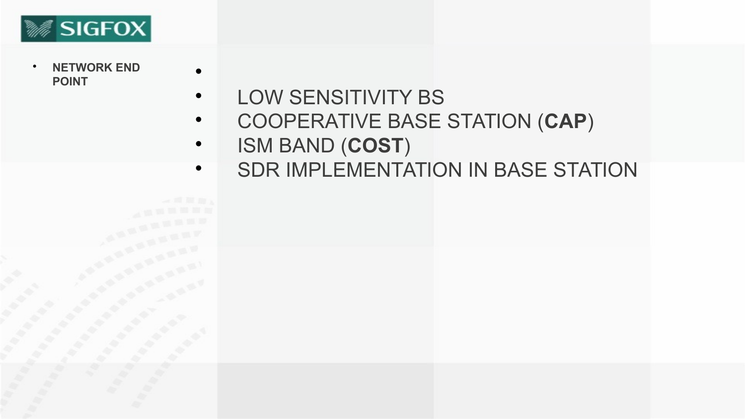SIGFOX

- **NETWORK END POINT**

- LOW SENSITIVITY BS
- COOPERATIVE BASE STATION (**CAP**)
- ISM BAND (**COST**)
- SDR IMPLEMENTATION IN BASE STATION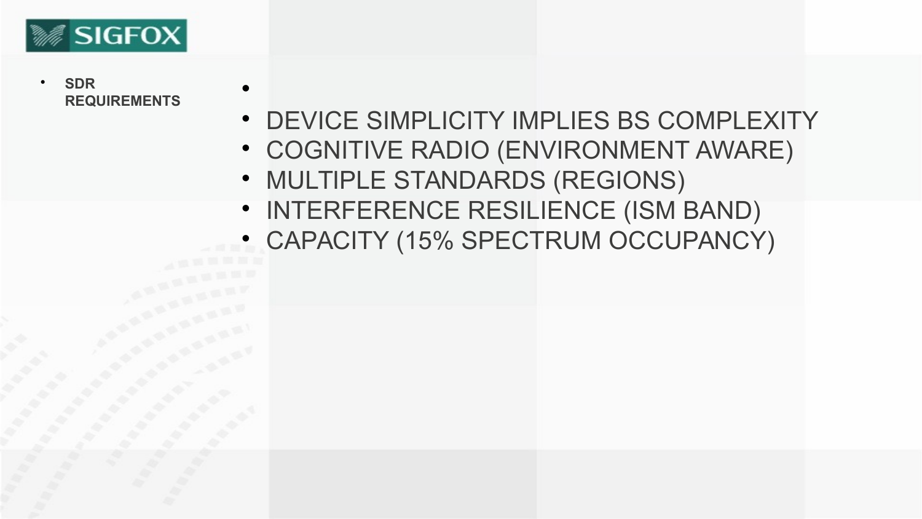- **SDR REQUIREMENTS**

- DEVICE SIMPLICITY IMPLIES BS COMPLEXITY
- COGNITIVE RADIO (ENVIRONMENT AWARE)
- MULTIPLE STANDARDS (REGIONS)
- INTERFERENCE RESILIENCE (ISM BAND)
- CAPACITY (15% SPECTRUM OCCUPANCY)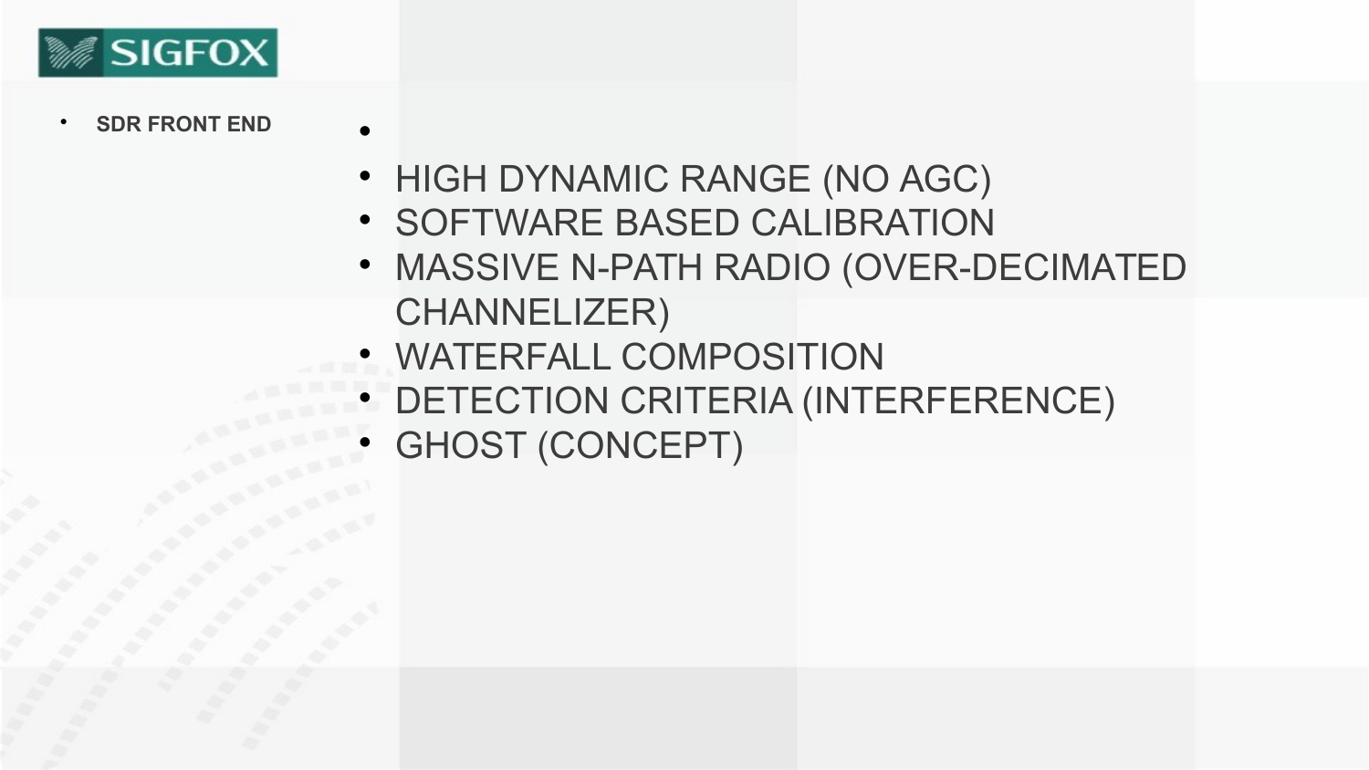- SDR FRONT END

- HIGH DYNAMIC RANGE (NO AGC)
- SOFTWARE BASED CALIBRATION
- MASSIVE N-PATH RADIO (OVER-DECIMATED CHANNELIZER)
- WATERFALL COMPOSITION
- DETECTION CRITERIA (INTERFERENCE)
- GHOST (CONCEPT)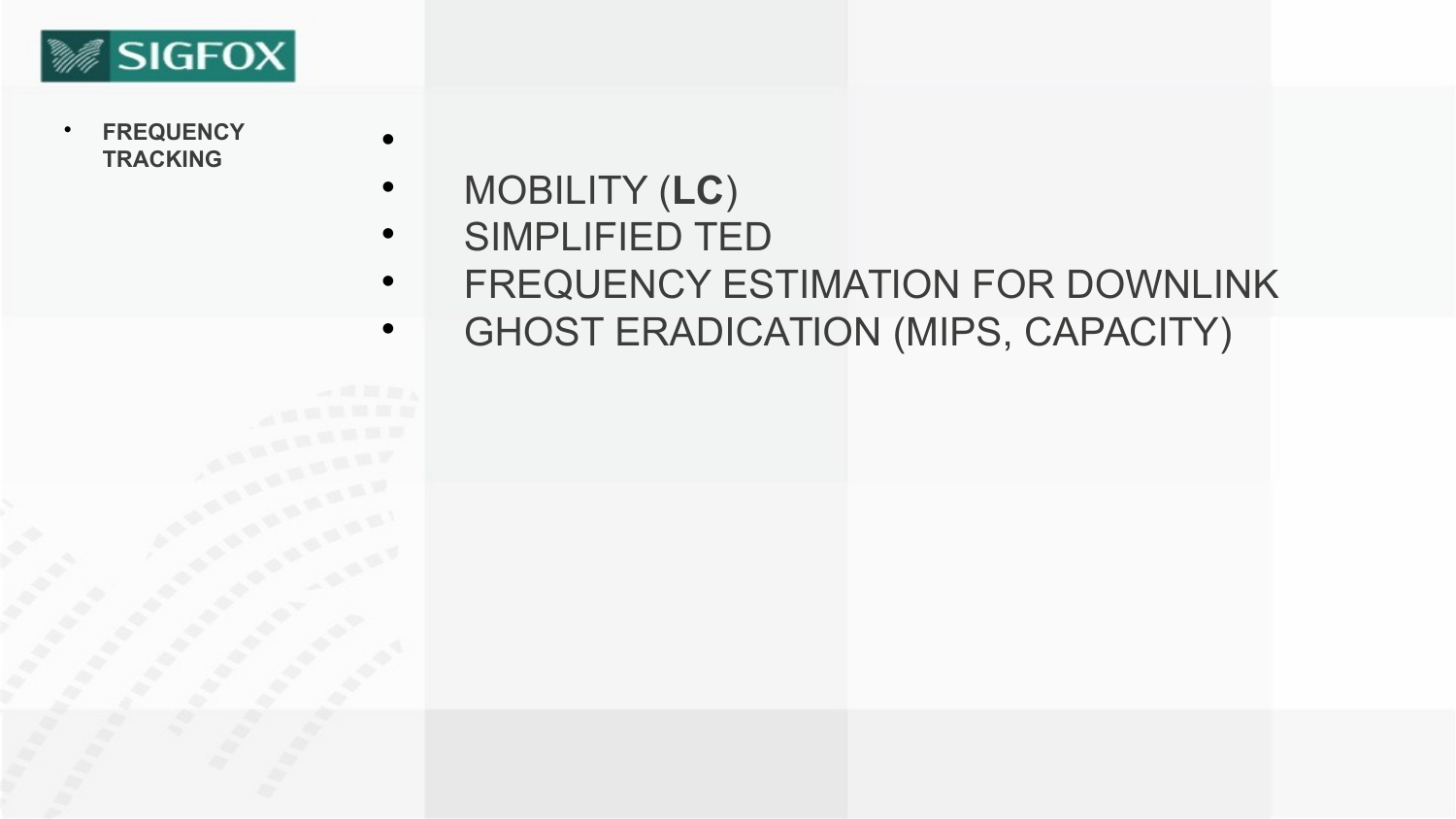- **FREQUENCY TRACKING**

- 
- MOBILITY (**LC**)
- SIMPLIFIED TED
- FREQUENCY ESTIMATION FOR DOWNLINK
- GHOST ERADICATION (MIPS, CAPACITY)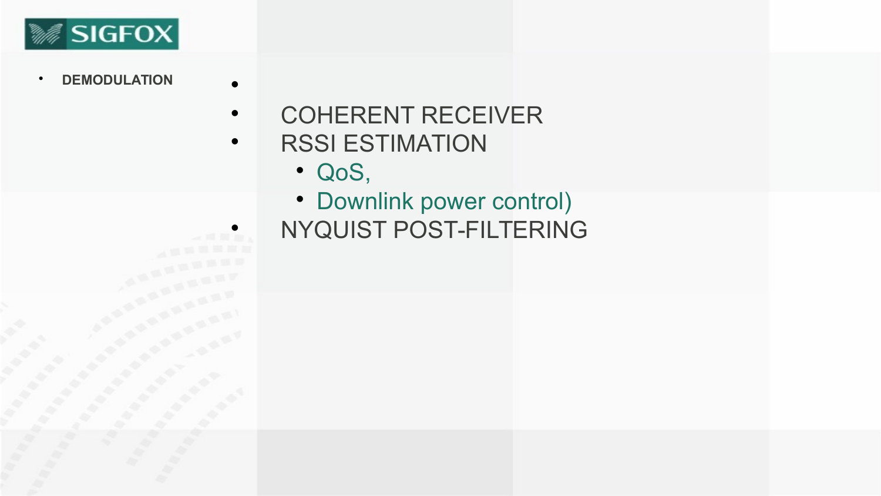- DEMODULATION

- 
- COHERENT RECEIVER
- RSSI ESTIMATION
  - QoS,
  - Downlink power control)
- NYQUIST POST-FILTERING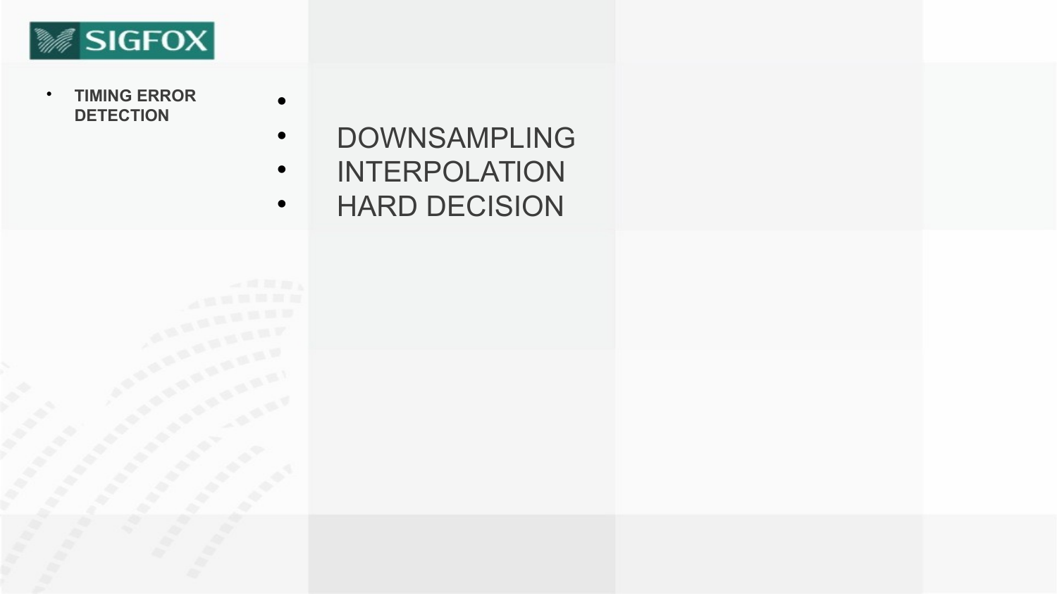- **TIMING ERROR DETECTION**

- 
- DOWNSAMPLING
- INTERPOLATION
- HARD DECISION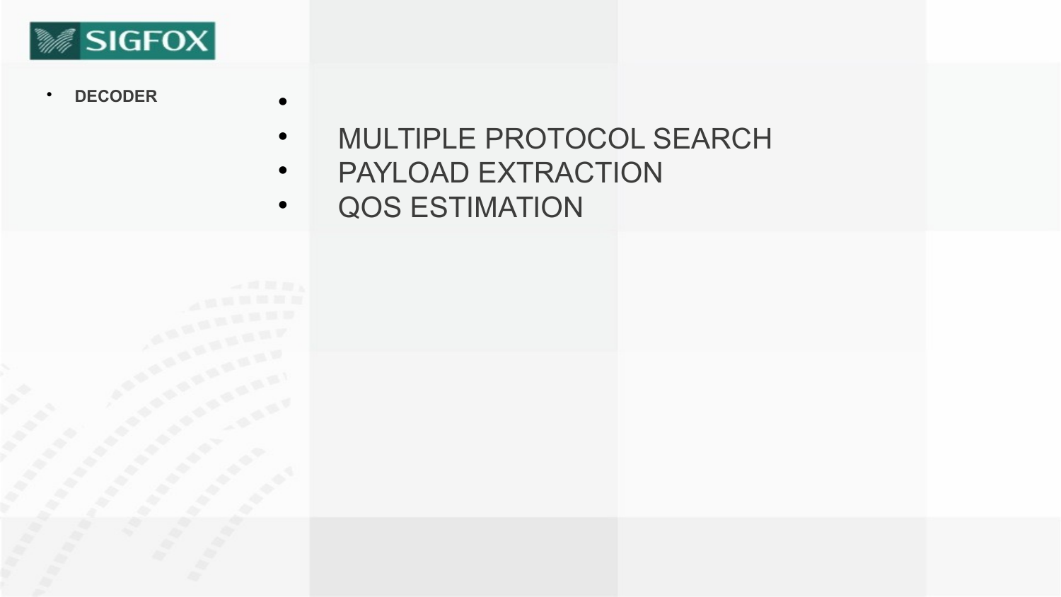- **DECODER**

- 
- MULTIPLE PROTOCOL SEARCH
- PAYLOAD EXTRACTION
- QOS ESTIMATION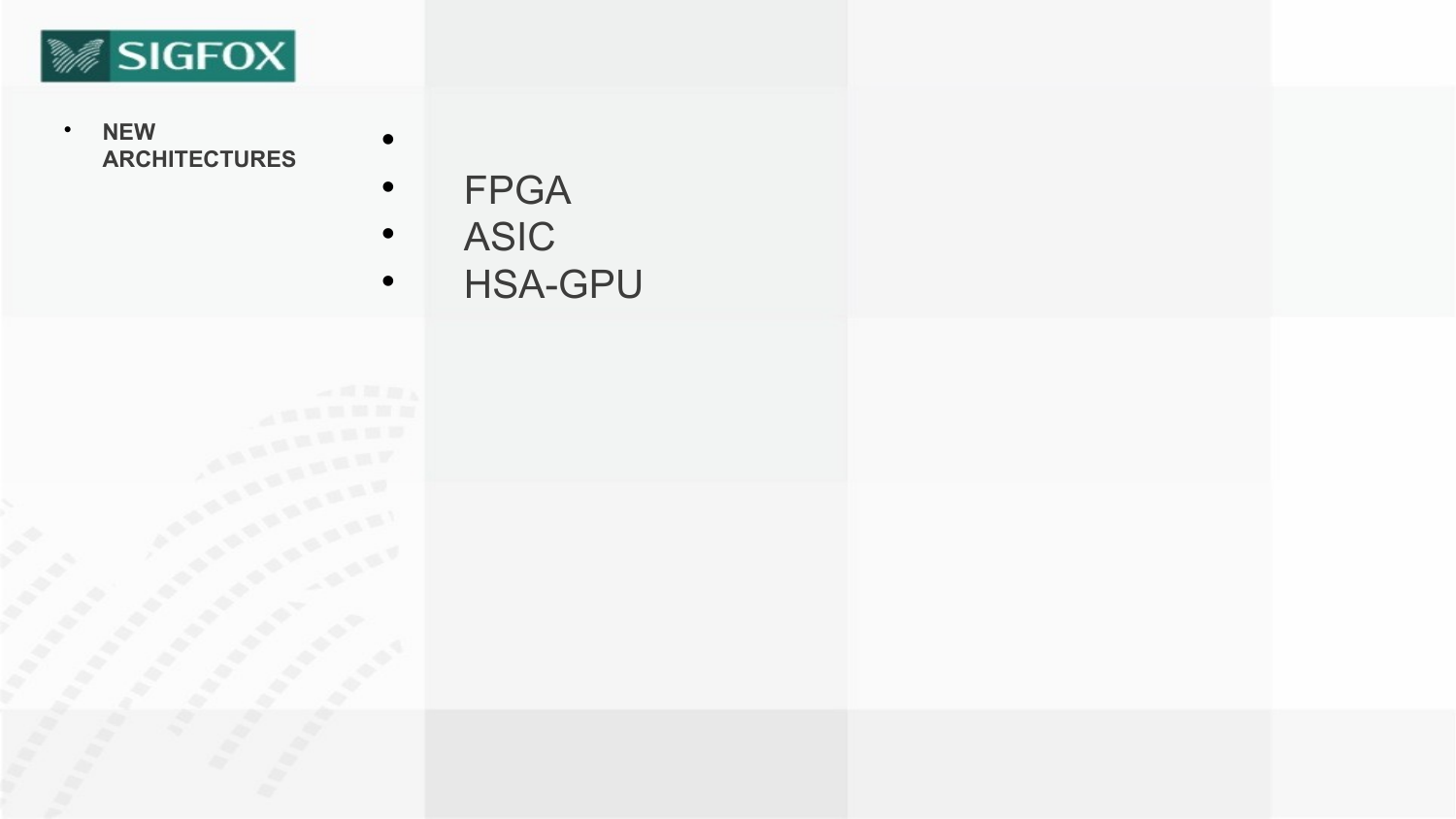- **NEW ARCHITECTURES**

- 
- FPGA
- ASIC
- HSA-GPU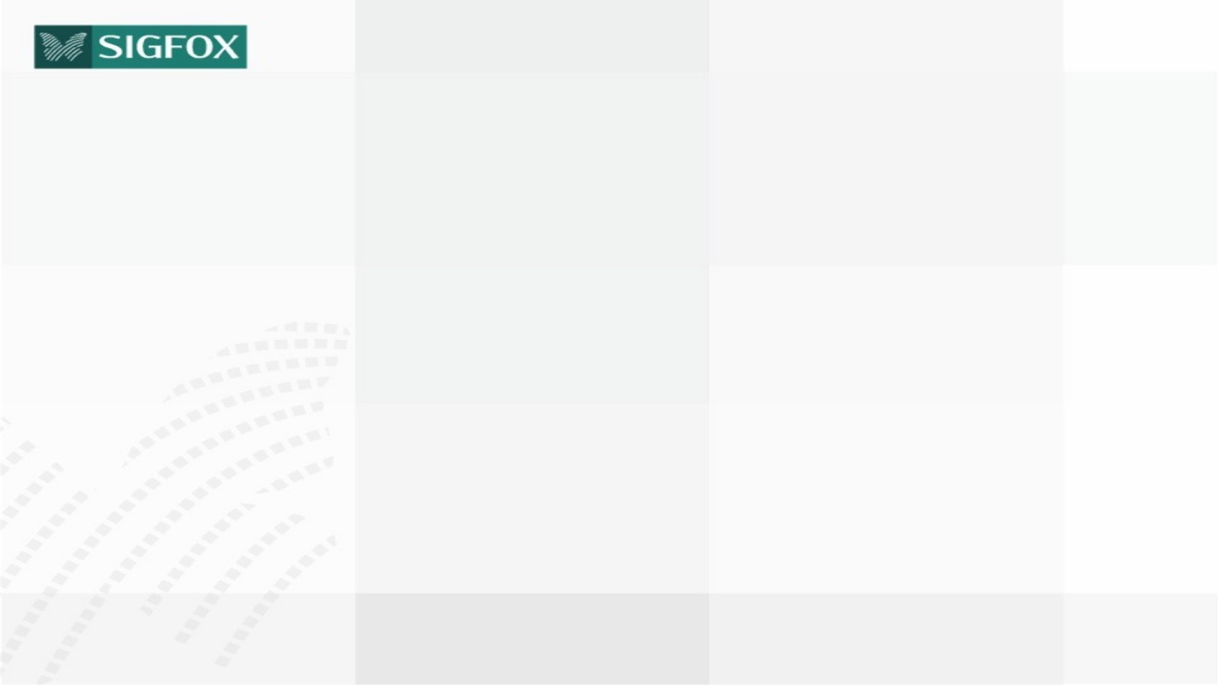SIGFOX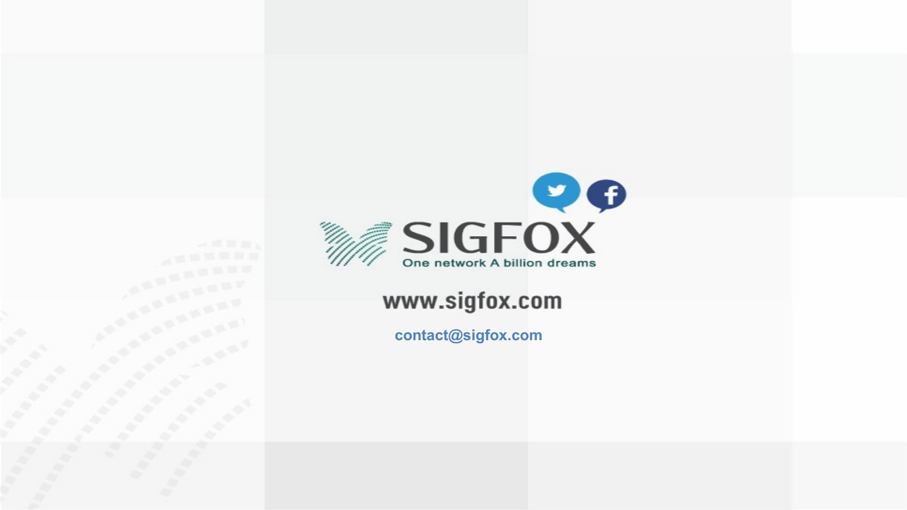SIGFOX

One network A billion dreams

www.sigfox.com

contact@sigfox.com